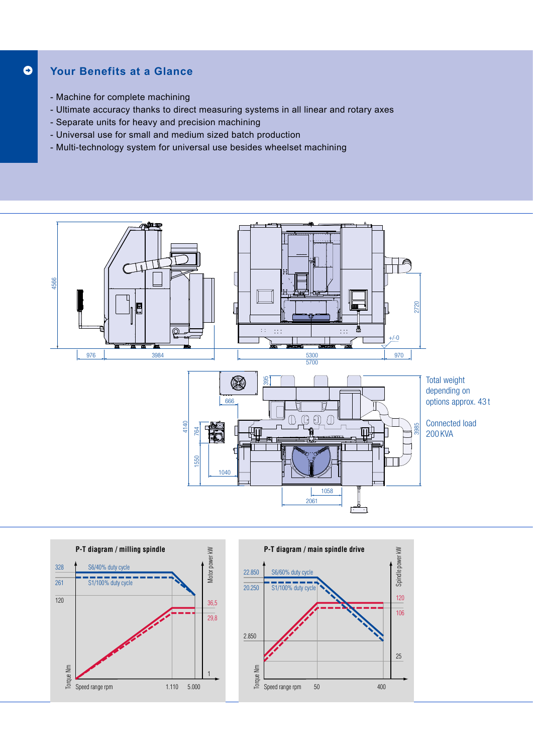## Your Benefits at a Glance

- Machine for complete machining
- Ultimate accuracy thanks to direct measuring systems in all linear and rotary axes
- Separate units for heavy and precision machining
- Universal use for small and medium sized batch production
- Multi-technology system for universal use besides wheelset machining

4566

976 3984

5300 970

5700

2720

+/-0

395

666

4140

764

1550

1040

1058

2061

3985

Total weight depending on options approx. 43 t

Connected load 200 KVA

**P-T diagram / milling spindle**

328 S6/40% duty cycle

261 S1/100% duty cycle

120

Motor power kW

36,5

29,8

1

Torque Nm

Speed range rpm 1.110 5.000

**P-T diagram / main spindle drive**

22.850 S6/60% duty cycle

20.250 S1/100% duty cycle

2.850

Spindle power kW

120

106

25

Torque Nm

Speed range rpm 50 400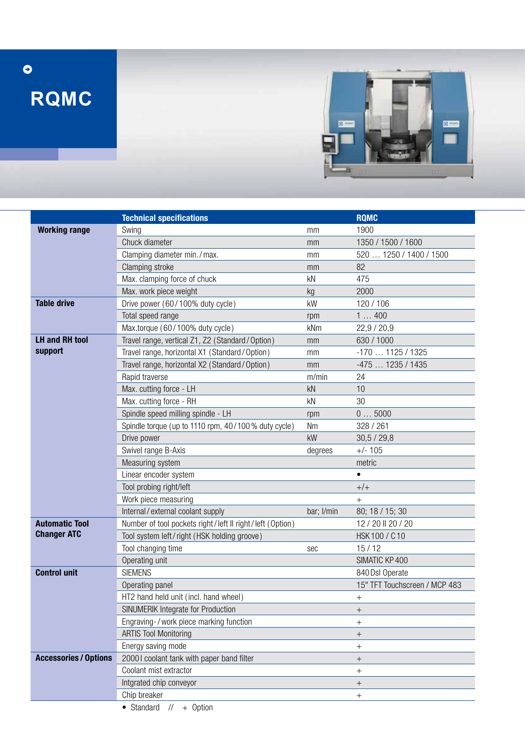# RQMC

| | Technical specifications | | RQMC |
|---|---|---|---|
| **Working range** | Swing | mm | 1900 |
| | Chuck diameter | mm | 1350 / 1500 / 1600 |
| | Clamping diameter min. / max. | mm | 520 … 1250 / 1400 / 1500 |
| | Clamping stroke | mm | 82 |
| | Max. clamping force of chuck | kN | 475 |
| | Max. work piece weight | kg | 2000 |
| **Table drive** | Drive power (60 / 100% duty cycle) | kW | 120 / 106 |
| | Total speed range | rpm | 1 … 400 |
| | Max.torque (60 / 100% duty cycle) | kNm | 22,9 / 20,9 |
| **LH and RH tool support** | Travel range, vertical Z1, Z2 (Standard / Option) | mm | 630 / 1000 |
| | Travel range, horizontal X1 (Standard / Option) | mm | -170 … 1125 / 1325 |
| | Travel range, horizontal X2 (Standard / Option) | mm | -475 … 1235 / 1435 |
| | Rapid traverse | m/min | 24 |
| | Max. cutting force - LH | kN | 10 |
| | Max. cutting force - RH | kN | 30 |
| | Spindle speed milling spindle - LH | rpm | 0 … 5000 |
| | Spindle torque (up to 1110 rpm, 40 / 100 % duty cycle) | Nm | 328 / 261 |
| | Drive power | kW | 30,5 / 29,8 |
| | Swivel range B-Axis | degrees | +/- 105 |
| | Measuring system | | metric |
| | Linear encoder system | | • |
| | Tool probing right/left | | +/+ |
| | Work piece measuring | | + |
| | Internal / external coolant supply | bar; l/min | 80; 18 / 15; 30 |
| **Automatic Tool Changer ATC** | Number of tool pockets right / left ll right / left (Option) | | 12 / 20 ll 20 / 20 |
| | Tool system left / right (HSK holding groove) | | HSK 100 / C 10 |
| | Tool changing time | sec | 15 / 12 |
| | Operating unit | | SIMATIC KP 400 |
| **Control unit** | SIEMENS | | 840 Dsl Operate |
| | Operating panel | | 15" TFT Touchscreen / MCP 483 |
| | HT2 hand held unit (incl. hand wheel) | | + |
| | SINUMERIK Integrate for Production | | + |
| | Engraving- / work piece marking function | | + |
| | ARTIS Tool Monitoring | | + |
| | Energy saving mode | | + |
| **Accessories / Options** | 2000 l coolant tank with paper band filter | | + |
| | Coolant mist extractor | | + |
| | Intgrated chip conveyor | | + |
| | Chip breaker | | + |

• Standard // + Option